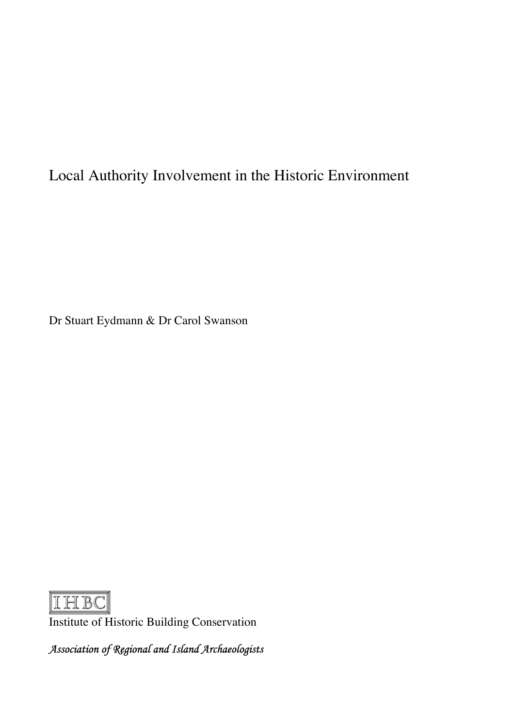# Local Authority Involvement in the Historic Environment

Dr Stuart Eydmann & Dr Carol Swanson

IHBC

Institute of Historic Building Conservation

*Association of Regional and Island Archaeologists*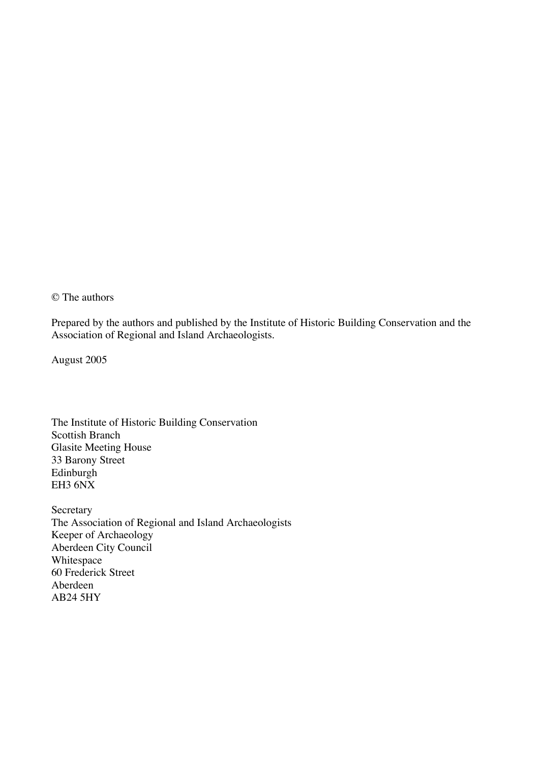© The authors

Prepared by the authors and published by the Institute of Historic Building Conservation and the Association of Regional and Island Archaeologists.

August 2005

The Institute of Historic Building Conservation
Scottish Branch
Glasite Meeting House
33 Barony Street
Edinburgh
EH3 6NX

Secretary
The Association of Regional and Island Archaeologists
Keeper of Archaeology
Aberdeen City Council
Whitespace
60 Frederick Street
Aberdeen
AB24 5HY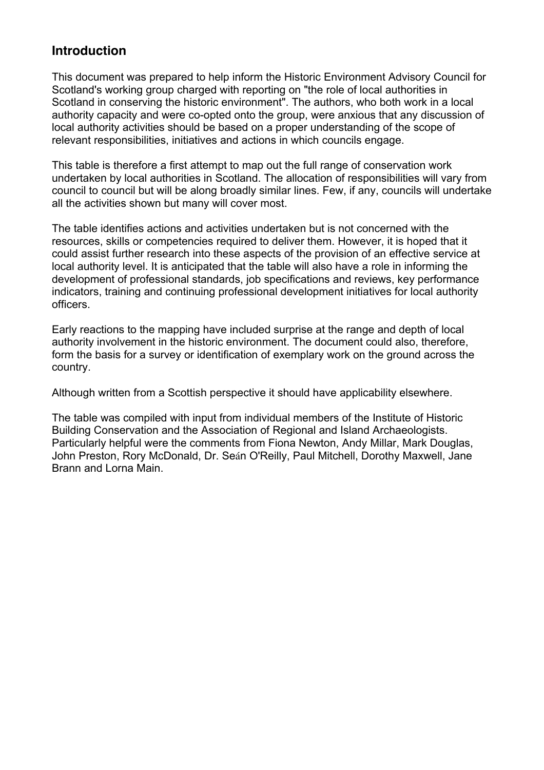## Introduction

This document was prepared to help inform the Historic Environment Advisory Council for Scotland's working group charged with reporting on "the role of local authorities in Scotland in conserving the historic environment". The authors, who both work in a local authority capacity and were co-opted onto the group, were anxious that any discussion of local authority activities should be based on a proper understanding of the scope of relevant responsibilities, initiatives and actions in which councils engage.

This table is therefore a first attempt to map out the full range of conservation work undertaken by local authorities in Scotland. The allocation of responsibilities will vary from council to council but will be along broadly similar lines. Few, if any, councils will undertake all the activities shown but many will cover most.

The table identifies actions and activities undertaken but is not concerned with the resources, skills or competencies required to deliver them. However, it is hoped that it could assist further research into these aspects of the provision of an effective service at local authority level. It is anticipated that the table will also have a role in informing the development of professional standards, job specifications and reviews, key performance indicators, training and continuing professional development initiatives for local authority officers.

Early reactions to the mapping have included surprise at the range and depth of local authority involvement in the historic environment. The document could also, therefore, form the basis for a survey or identification of exemplary work on the ground across the country.

Although written from a Scottish perspective it should have applicability elsewhere.

The table was compiled with input from individual members of the Institute of Historic Building Conservation and the Association of Regional and Island Archaeologists. Particularly helpful were the comments from Fiona Newton, Andy Millar, Mark Douglas, John Preston, Rory McDonald, Dr. Seán O'Reilly, Paul Mitchell, Dorothy Maxwell, Jane Brann and Lorna Main.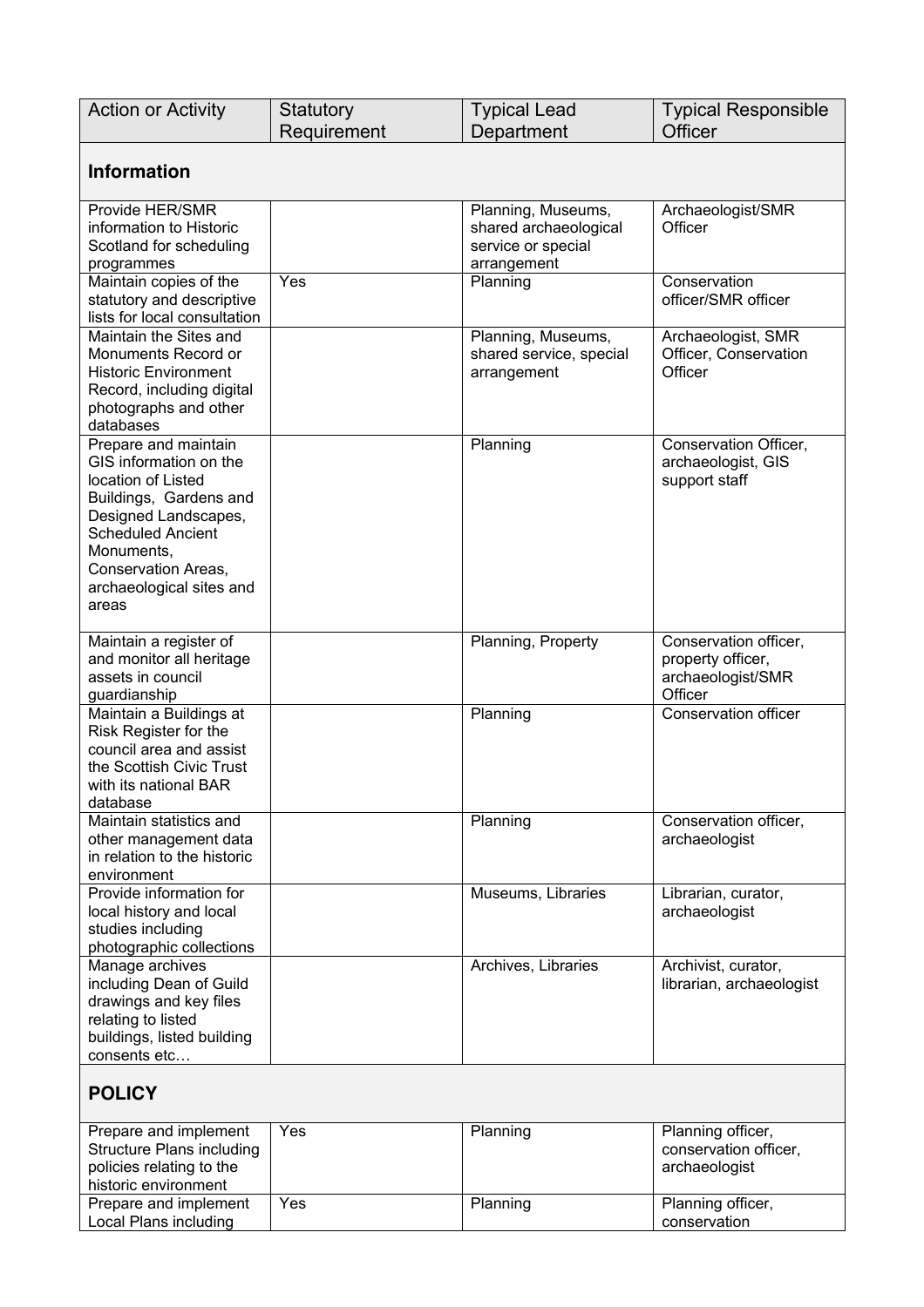| Action or Activity | Statutory Requirement | Typical Lead Department | Typical Responsible Officer |
|---|---|---|---|
| **Information** | | | |
| Provide HER/SMR information to Historic Scotland for scheduling programmes | | Planning, Museums, shared archaeological service or special arrangement | Archaeologist/SMR Officer |
| Maintain copies of the statutory and descriptive lists for local consultation | Yes | Planning | Conservation officer/SMR officer |
| Maintain the Sites and Monuments Record or Historic Environment Record, including digital photographs and other databases | | Planning, Museums, shared service, special arrangement | Archaeologist, SMR Officer, Conservation Officer |
| Prepare and maintain GIS information on the location of Listed Buildings, Gardens and Designed Landscapes, Scheduled Ancient Monuments, Conservation Areas, archaeological sites and areas | | Planning | Conservation Officer, archaeologist, GIS support staff |
| Maintain a register of and monitor all heritage assets in council guardianship | | Planning, Property | Conservation officer, property officer, archaeologist/SMR Officer |
| Maintain a Buildings at Risk Register for the council area and assist the Scottish Civic Trust with its national BAR database | | Planning | Conservation officer |
| Maintain statistics and other management data in relation to the historic environment | | Planning | Conservation officer, archaeologist |
| Provide information for local history and local studies including photographic collections | | Museums, Libraries | Librarian, curator, archaeologist |
| Manage archives including Dean of Guild drawings and key files relating to listed buildings, listed building consents etc… | | Archives, Libraries | Archivist, curator, librarian, archaeologist |
| **POLICY** | | | |
| Prepare and implement Structure Plans including policies relating to the historic environment | Yes | Planning | Planning officer, conservation officer, archaeologist |
| Prepare and implement Local Plans including | Yes | Planning | Planning officer, conservation |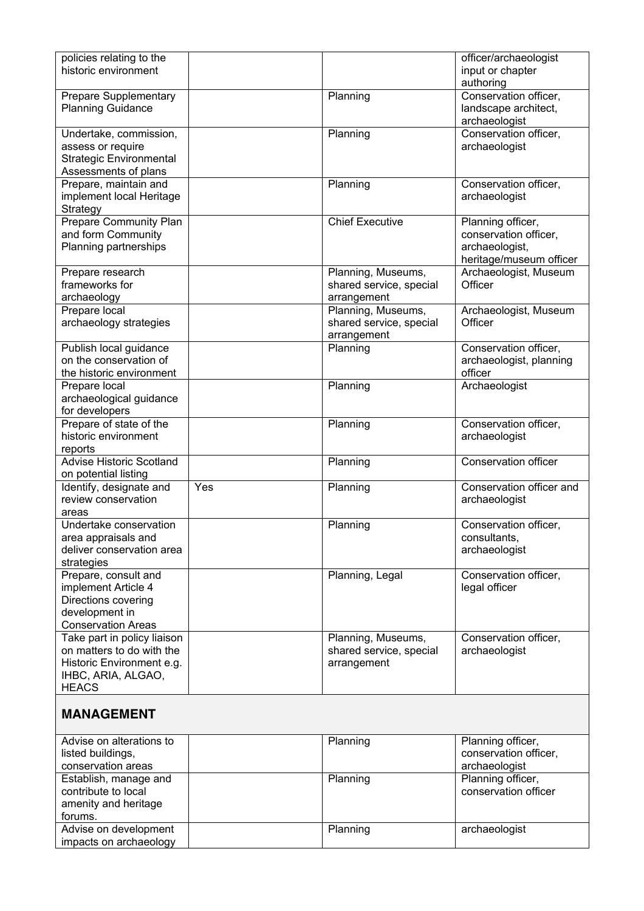| | | | |
|---|---|---|---|
| policies relating to the historic environment | | | officer/archaeologist input or chapter authoring |
| Prepare Supplementary Planning Guidance | | Planning | Conservation officer, landscape architect, archaeologist |
| Undertake, commission, assess or require Strategic Environmental Assessments of plans | | Planning | Conservation officer, archaeologist |
| Prepare, maintain and implement local Heritage Strategy | | Planning | Conservation officer, archaeologist |
| Prepare Community Plan and form Community Planning partnerships | | Chief Executive | Planning officer, conservation officer, archaeologist, heritage/museum officer |
| Prepare research frameworks for archaeology | | Planning, Museums, shared service, special arrangement | Archaeologist, Museum Officer |
| Prepare local archaeology strategies | | Planning, Museums, shared service, special arrangement | Archaeologist, Museum Officer |
| Publish local guidance on the conservation of the historic environment | | Planning | Conservation officer, archaeologist, planning officer |
| Prepare local archaeological guidance for developers | | Planning | Archaeologist |
| Prepare of state of the historic environment reports | | Planning | Conservation officer, archaeologist |
| Advise Historic Scotland on potential listing | | Planning | Conservation officer |
| Identify, designate and review conservation areas | Yes | Planning | Conservation officer and archaeologist |
| Undertake conservation area appraisals and deliver conservation area strategies | | Planning | Conservation officer, consultants, archaeologist |
| Prepare, consult and implement Article 4 Directions covering development in Conservation Areas | | Planning, Legal | Conservation officer, legal officer |
| Take part in policy liaison on matters to do with the Historic Environment e.g. IHBC, ARIA, ALGAO, HEACS | | Planning, Museums, shared service, special arrangement | Conservation officer, archaeologist |
| **MANAGEMENT** | | | |
| Advise on alterations to listed buildings, conservation areas | | Planning | Planning officer, conservation officer, archaeologist |
| Establish, manage and contribute to local amenity and heritage forums. | | Planning | Planning officer, conservation officer |
| Advise on development impacts on archaeology | | Planning | archaeologist |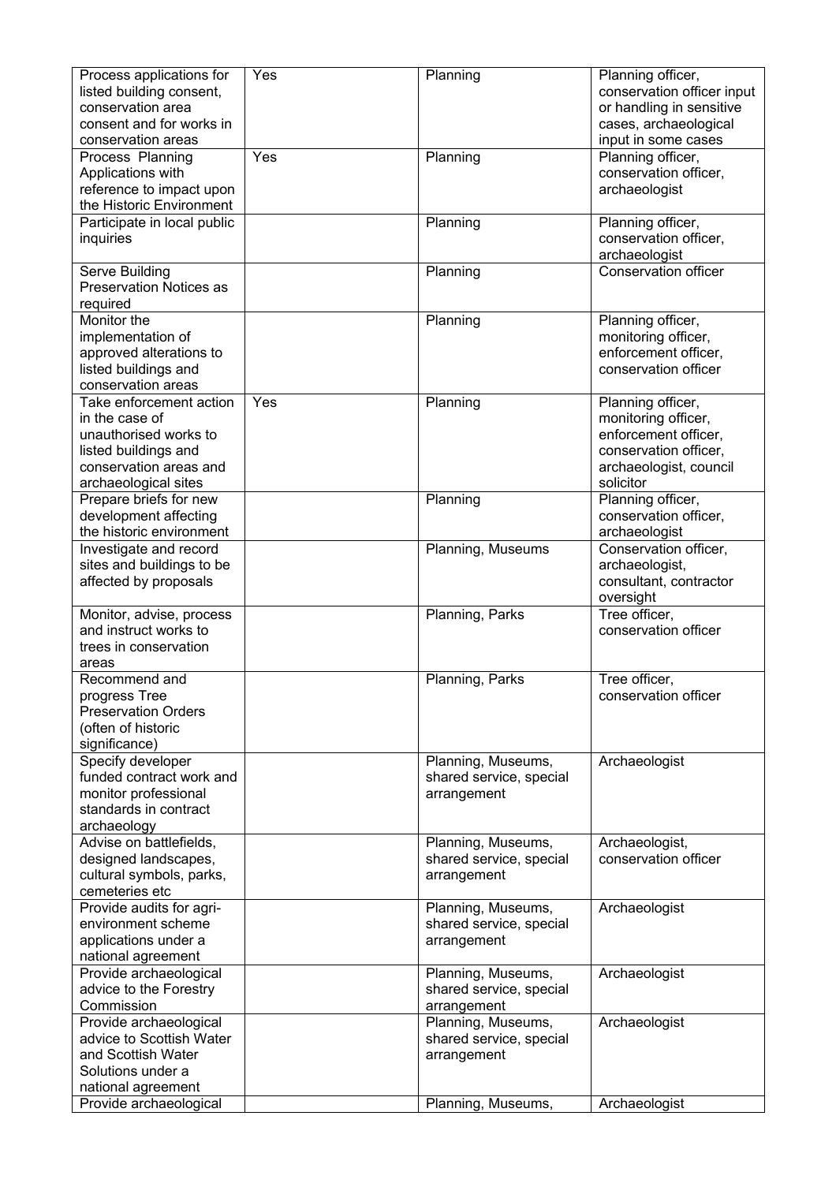| Process applications for listed building consent, conservation area consent and for works in conservation areas | Yes | Planning | Planning officer, conservation officer input or handling in sensitive cases, archaeological input in some cases |
|---|---|---|---|
| Process Planning Applications with reference to impact upon the Historic Environment | Yes | Planning | Planning officer, conservation officer, archaeologist |
| Participate in local public inquiries | | Planning | Planning officer, conservation officer, archaeologist |
| Serve Building Preservation Notices as required | | Planning | Conservation officer |
| Monitor the implementation of approved alterations to listed buildings and conservation areas | | Planning | Planning officer, monitoring officer, enforcement officer, conservation officer |
| Take enforcement action in the case of unauthorised works to listed buildings and conservation areas and archaeological sites | Yes | Planning | Planning officer, monitoring officer, enforcement officer, conservation officer, archaeologist, council solicitor |
| Prepare briefs for new development affecting the historic environment | | Planning | Planning officer, conservation officer, archaeologist |
| Investigate and record sites and buildings to be affected by proposals | | Planning, Museums | Conservation officer, archaeologist, consultant, contractor oversight |
| Monitor, advise, process and instruct works to trees in conservation areas | | Planning, Parks | Tree officer, conservation officer |
| Recommend and progress Tree Preservation Orders (often of historic significance) | | Planning, Parks | Tree officer, conservation officer |
| Specify developer funded contract work and monitor professional standards in contract archaeology | | Planning, Museums, shared service, special arrangement | Archaeologist |
| Advise on battlefields, designed landscapes, cultural symbols, parks, cemeteries etc | | Planning, Museums, shared service, special arrangement | Archaeologist, conservation officer |
| Provide audits for agri-environment scheme applications under a national agreement | | Planning, Museums, shared service, special arrangement | Archaeologist |
| Provide archaeological advice to the Forestry Commission | | Planning, Museums, shared service, special arrangement | Archaeologist |
| Provide archaeological advice to Scottish Water and Scottish Water Solutions under a national agreement | | Planning, Museums, shared service, special arrangement | Archaeologist |
| Provide archaeological | | Planning, Museums, | Archaeologist |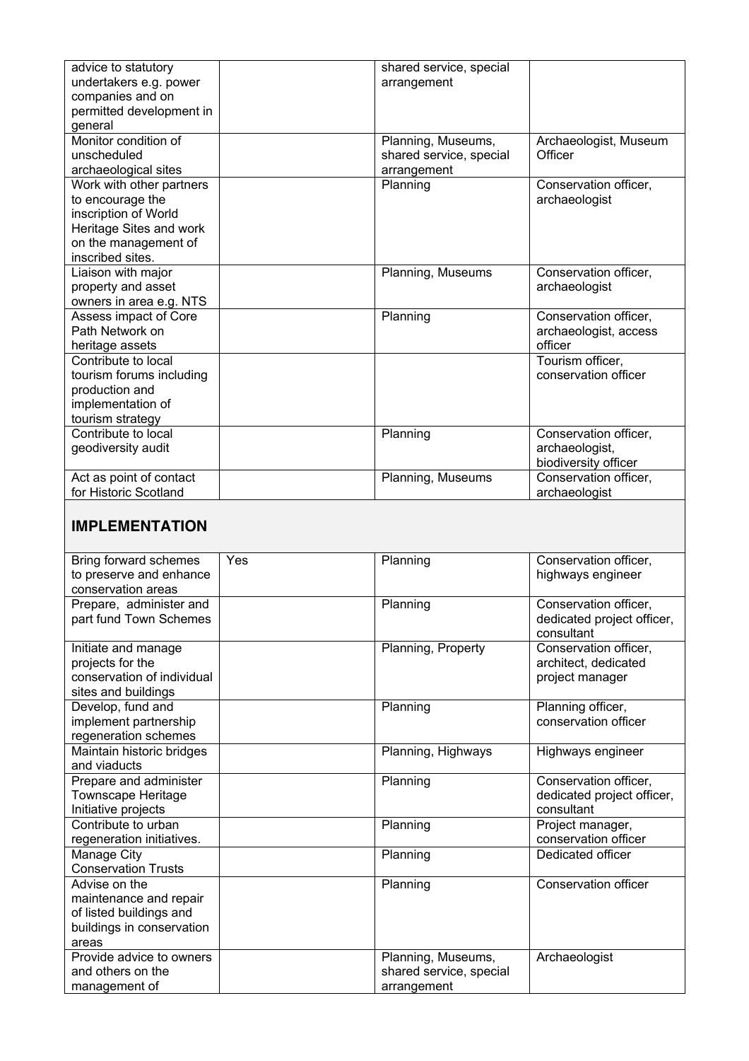| | | | |
|---|---|---|---|
| advice to statutory undertakers e.g. power companies and on permitted development in general | | shared service, special arrangement | |
| Monitor condition of unscheduled archaeological sites | | Planning, Museums, shared service, special arrangement | Archaeologist, Museum Officer |
| Work with other partners to encourage the inscription of World Heritage Sites and work on the management of inscribed sites. | | Planning | Conservation officer, archaeologist |
| Liaison with major property and asset owners in area e.g. NTS | | Planning, Museums | Conservation officer, archaeologist |
| Assess impact of Core Path Network on heritage assets | | Planning | Conservation officer, archaeologist, access officer |
| Contribute to local tourism forums including production and implementation of tourism strategy | | | Tourism officer, conservation officer |
| Contribute to local geodiversity audit | | Planning | Conservation officer, archaeologist, biodiversity officer |
| Act as point of contact for Historic Scotland | | Planning, Museums | Conservation officer, archaeologist |
| **IMPLEMENTATION** | | | |
| Bring forward schemes to preserve and enhance conservation areas | Yes | Planning | Conservation officer, highways engineer |
| Prepare, administer and part fund Town Schemes | | Planning | Conservation officer, dedicated project officer, consultant |
| Initiate and manage projects for the conservation of individual sites and buildings | | Planning, Property | Conservation officer, architect, dedicated project manager |
| Develop, fund and implement partnership regeneration schemes | | Planning | Planning officer, conservation officer |
| Maintain historic bridges and viaducts | | Planning, Highways | Highways engineer |
| Prepare and administer Townscape Heritage Initiative projects | | Planning | Conservation officer, dedicated project officer, consultant |
| Contribute to urban regeneration initiatives. | | Planning | Project manager, conservation officer |
| Manage City Conservation Trusts | | Planning | Dedicated officer |
| Advise on the maintenance and repair of listed buildings and buildings in conservation areas | | Planning | Conservation officer |
| Provide advice to owners and others on the management of | | Planning, Museums, shared service, special arrangement | Archaeologist |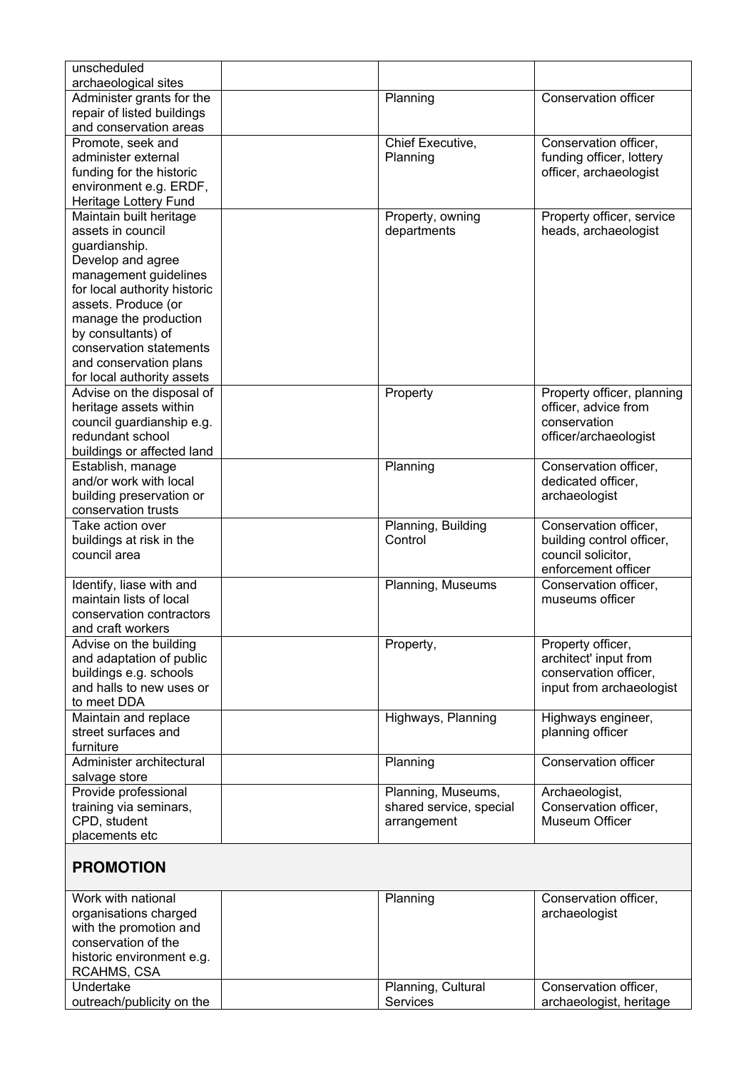| | | | |
|---|---|---|---|
| unscheduled archaeological sites | | | |
| Administer grants for the repair of listed buildings and conservation areas | | Planning | Conservation officer |
| Promote, seek and administer external funding for the historic environment e.g. ERDF, Heritage Lottery Fund | | Chief Executive, Planning | Conservation officer, funding officer, lottery officer, archaeologist |
| Maintain built heritage assets in council guardianship. Develop and agree management guidelines for local authority historic assets. Produce (or manage the production by consultants) of conservation statements and conservation plans for local authority assets | | Property, owning departments | Property officer, service heads, archaeologist |
| Advise on the disposal of heritage assets within council guardianship e.g. redundant school buildings or affected land | | Property | Property officer, planning officer, advice from conservation officer/archaeologist |
| Establish, manage and/or work with local building preservation or conservation trusts | | Planning | Conservation officer, dedicated officer, archaeologist |
| Take action over buildings at risk in the council area | | Planning, Building Control | Conservation officer, building control officer, council solicitor, enforcement officer |
| Identify, liase with and maintain lists of local conservation contractors and craft workers | | Planning, Museums | Conservation officer, museums officer |
| Advise on the building and adaptation of public buildings e.g. schools and halls to new uses or to meet DDA | | Property, | Property officer, architect' input from conservation officer, input from archaeologist |
| Maintain and replace street surfaces and furniture | | Highways, Planning | Highways engineer, planning officer |
| Administer architectural salvage store | | Planning | Conservation officer |
| Provide professional training via seminars, CPD, student placements etc | | Planning, Museums, shared service, special arrangement | Archaeologist, Conservation officer, Museum Officer |
| **PROMOTION** | | | |
| Work with national organisations charged with the promotion and conservation of the historic environment e.g. RCAHMS, CSA | | Planning | Conservation officer, archaeologist |
| Undertake outreach/publicity on the | | Planning, Cultural Services | Conservation officer, archaeologist, heritage |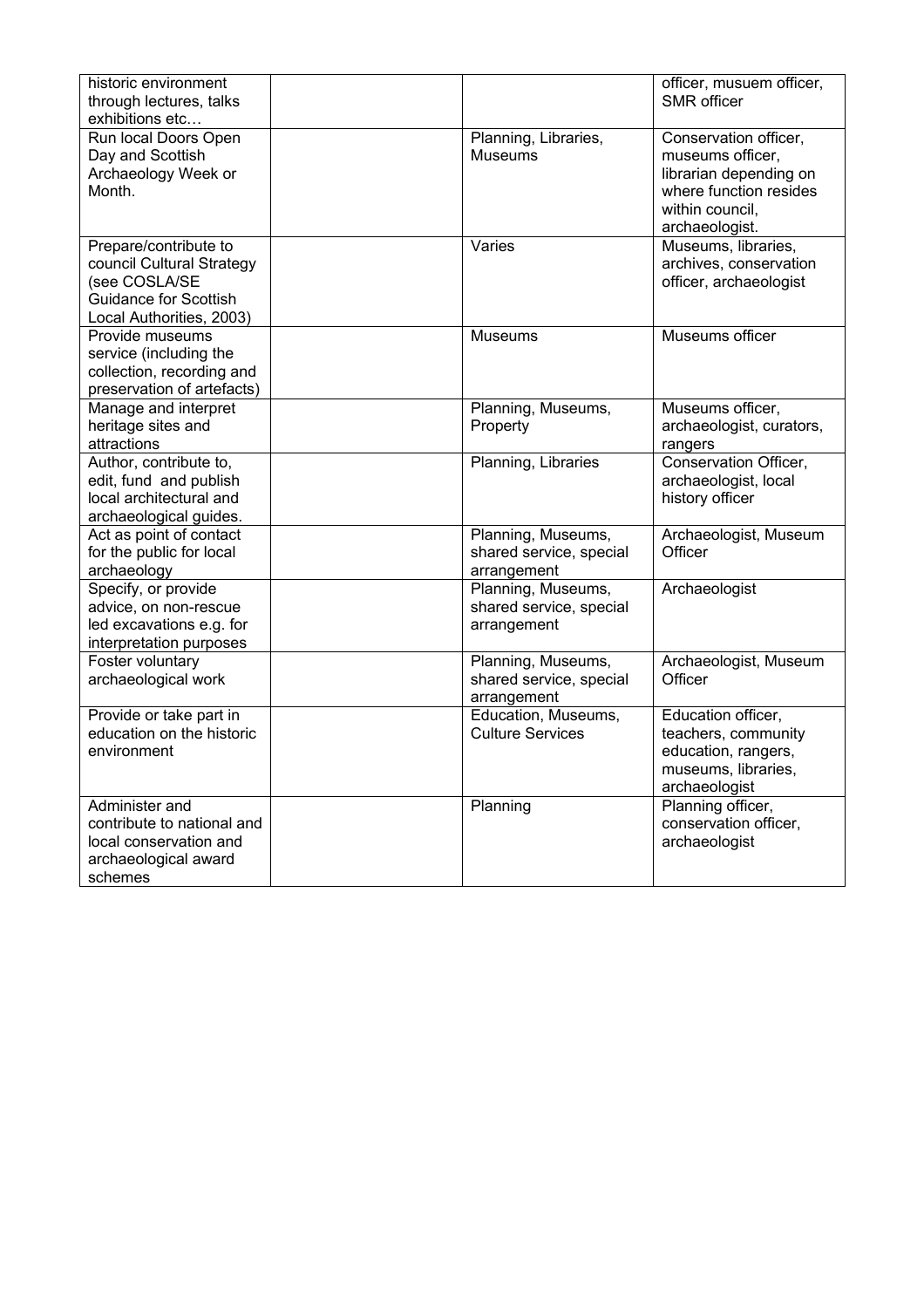| | | | |
|---|---|---|---|
| historic environment through lectures, talks exhibitions etc… | | | officer, musuem officer, SMR officer |
| Run local Doors Open Day and Scottish Archaeology Week or Month. | | Planning, Libraries, Museums | Conservation officer, museums officer, librarian depending on where function resides within council, archaeologist. |
| Prepare/contribute to council Cultural Strategy (see COSLA/SE Guidance for Scottish Local Authorities, 2003) | | Varies | Museums, libraries, archives, conservation officer, archaeologist |
| Provide museums service (including the collection, recording and preservation of artefacts) | | Museums | Museums officer |
| Manage and interpret heritage sites and attractions | | Planning, Museums, Property | Museums officer, archaeologist, curators, rangers |
| Author, contribute to, edit, fund and publish local architectural and archaeological guides. | | Planning, Libraries | Conservation Officer, archaeologist, local history officer |
| Act as point of contact for the public for local archaeology | | Planning, Museums, shared service, special arrangement | Archaeologist, Museum Officer |
| Specify, or provide advice, on non-rescue led excavations e.g. for interpretation purposes | | Planning, Museums, shared service, special arrangement | Archaeologist |
| Foster voluntary archaeological work | | Planning, Museums, shared service, special arrangement | Archaeologist, Museum Officer |
| Provide or take part in education on the historic environment | | Education, Museums, Culture Services | Education officer, teachers, community education, rangers, museums, libraries, archaeologist |
| Administer and contribute to national and local conservation and archaeological award schemes | | Planning | Planning officer, conservation officer, archaeologist |